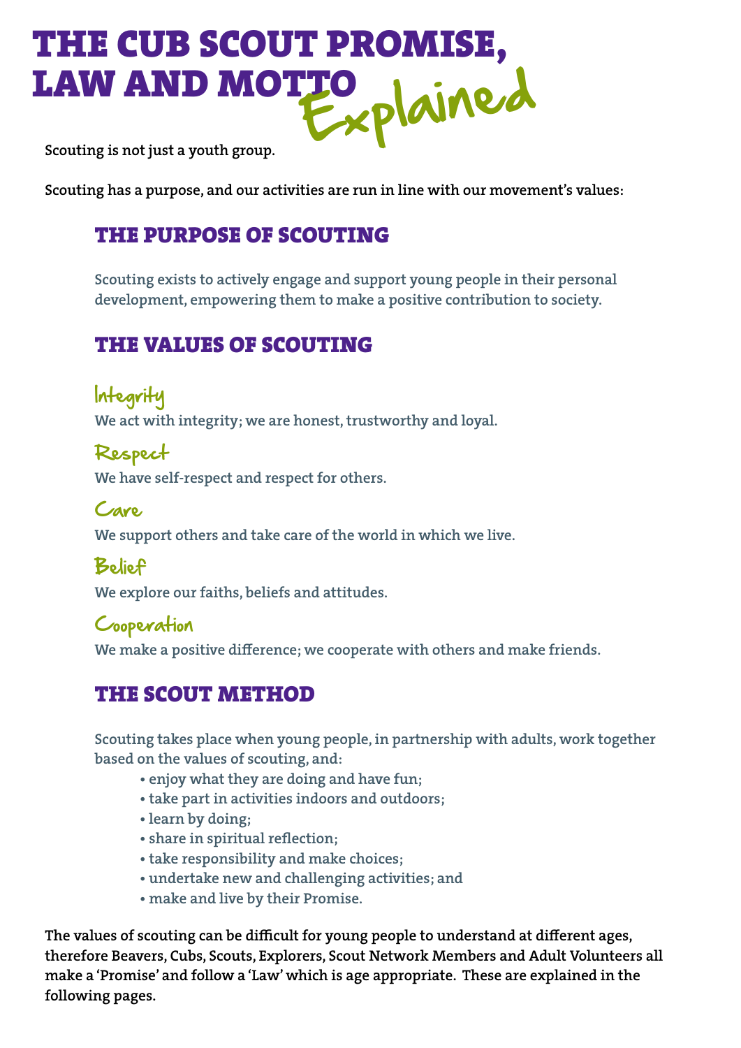# THE CUB SCOUT PROMISE, LAW AND MOTTO *Explained*

Scouting is not just a youth group.

Scouting has a purpose, and our activities are run in line with our movement's values:

## THE PURPOSE OF SCOUTING

Scouting exists to actively engage and support young people in their personal development, empowering them to make a positive contribution to society.

## THE VALUES OF SCOUTING

### Integrity

We act with integrity; we are honest, trustworthy and loyal.

### Respect

We have self-respect and respect for others.

### Care

We support others and take care of the world in which we live.

### Belief

We explore our faiths, beliefs and attitudes.

### Cooperation

We make a positive difference; we cooperate with others and make friends.

## THE SCOUT METHOD

Scouting takes place when young people, in partnership with adults, work together based on the values of scouting, and:

- enjoy what they are doing and have fun;
- take part in activities indoors and outdoors;
- learn by doing;
- share in spiritual reflection;
- take responsibility and make choices;
- undertake new and challenging activities; and
- make and live by their Promise.

The values of scouting can be difficult for young people to understand at different ages, therefore Beavers, Cubs, Scouts, Explorers, Scout Network Members and Adult Volunteers all make a 'Promise' and follow a 'Law' which is age appropriate. These are explained in the following pages.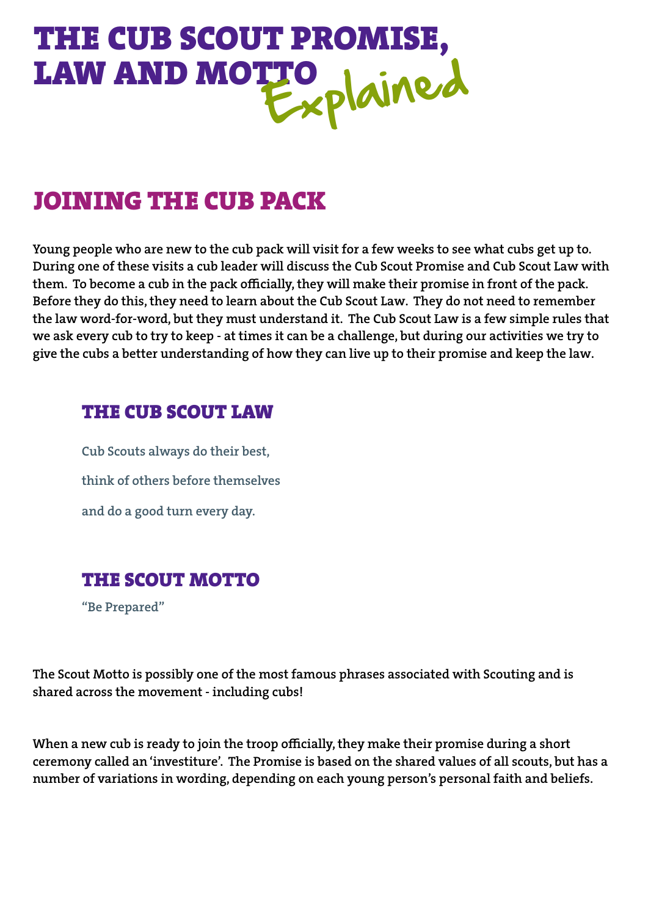# THE CUB SCOUT PROMISE, LAW AND MOTTO *Explained*

## JOINING THE CUB PACK

Young people who are new to the cub pack will visit for a few weeks to see what cubs get up to. During one of these visits a cub leader will discuss the Cub Scout Promise and Cub Scout Law with them. To become a cub in the pack officially, they will make their promise in front of the pack. Before they do this, they need to learn about the Cub Scout Law. They do not need to remember the law word-for-word, but they must understand it. The Cub Scout Law is a few simple rules that we ask every cub to try to keep - at times it can be a challenge, but during our activities we try to give the cubs a better understanding of how they can live up to their promise and keep the law.

### THE CUB SCOUT LAW

Cub Scouts always do their best,

think of others before themselves

and do a good turn every day.

### THE SCOUT MOTTO

"Be Prepared"

The Scout Motto is possibly one of the most famous phrases associated with Scouting and is shared across the movement - including cubs!

When a new cub is ready to join the troop officially, they make their promise during a short ceremony called an 'investiture'. The Promise is based on the shared values of all scouts, but has a number of variations in wording, depending on each young person's personal faith and beliefs.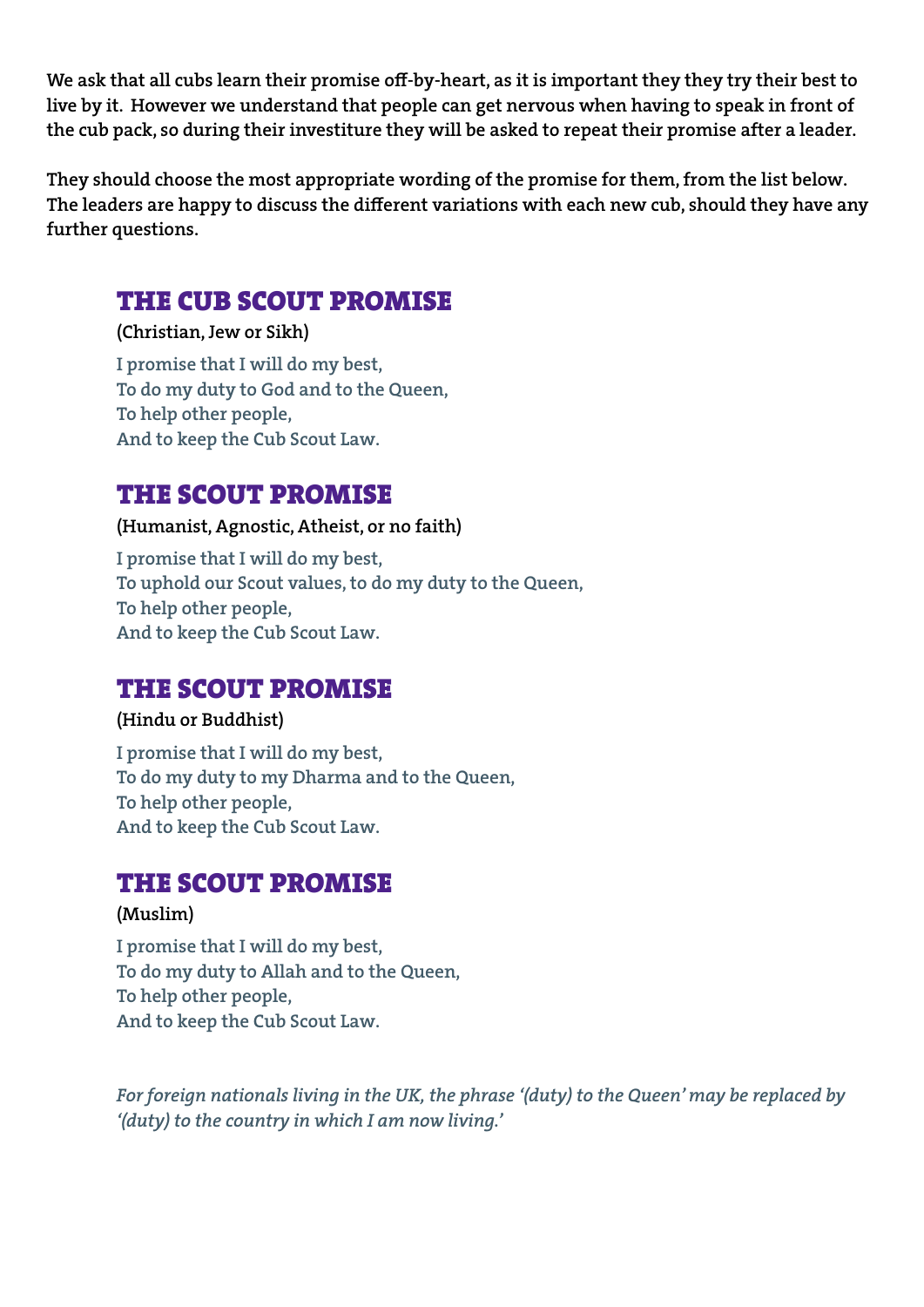We ask that all cubs learn their promise off-by-heart, as it is important they they try their best to live by it. However we understand that people can get nervous when having to speak in front of the cub pack, so during their investiture they will be asked to repeat their promise after a leader.

They should choose the most appropriate wording of the promise for them, from the list below. The leaders are happy to discuss the different variations with each new cub, should they have any further questions.

## THE CUB SCOUT PROMISE

(Christian, Jew or Sikh)

I promise that I will do my best,
To do my duty to God and to the Queen,
To help other people,
And to keep the Cub Scout Law.

## THE SCOUT PROMISE

(Humanist, Agnostic, Atheist, or no faith)

I promise that I will do my best,
To uphold our Scout values, to do my duty to the Queen,
To help other people,
And to keep the Cub Scout Law.

## THE SCOUT PROMISE

(Hindu or Buddhist)

I promise that I will do my best,
To do my duty to my Dharma and to the Queen,
To help other people,
And to keep the Cub Scout Law.

## THE SCOUT PROMISE

(Muslim)

I promise that I will do my best,
To do my duty to Allah and to the Queen,
To help other people,
And to keep the Cub Scout Law.

*For foreign nationals living in the UK, the phrase '(duty) to the Queen' may be replaced by '(duty) to the country in which I am now living.'*